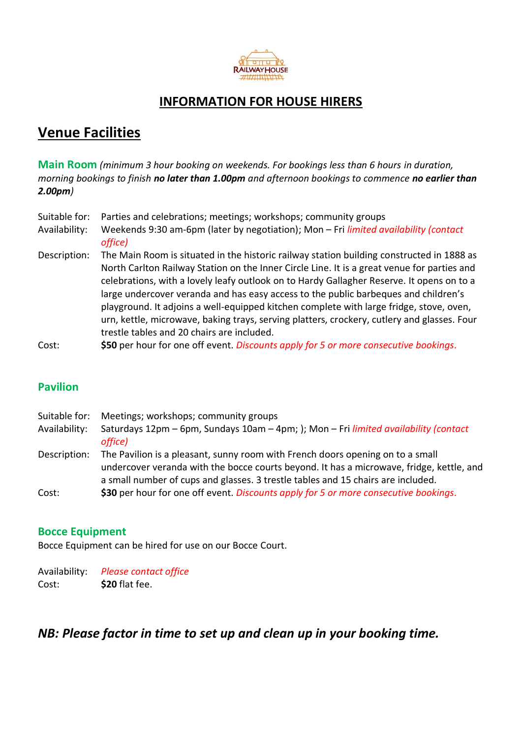# INFORMATION FOR HOUSE HIRERS

## Venue Facilities

### Main Room

*(minimum 3 hour booking on weekends. For bookings less than 6 hours in duration, morning bookings to finish **no later than 1.00pm** and afternoon bookings to commence **no earlier than 2.00pm**)*

Suitable for: Parties and celebrations; meetings; workshops; community groups

Availability: Weekends 9:30 am-6pm (later by negotiation); Mon – Fri *limited availability (contact office)*

Description: The Main Room is situated in the historic railway station building constructed in 1888 as North Carlton Railway Station on the Inner Circle Line. It is a great venue for parties and celebrations, with a lovely leafy outlook on to Hardy Gallagher Reserve. It opens on to a large undercover veranda and has easy access to the public barbeques and children's playground. It adjoins a well-equipped kitchen complete with large fridge, stove, oven, urn, kettle, microwave, baking trays, serving platters, crockery, cutlery and glasses. Four trestle tables and 20 chairs are included.

Cost: **$50** per hour for one off event. *Discounts apply for 5 or more consecutive bookings.*

### Pavilion

Suitable for: Meetings; workshops; community groups

Availability: Saturdays 12pm – 6pm, Sundays 10am – 4pm; ); Mon – Fri *limited availability (contact office)*

Description: The Pavilion is a pleasant, sunny room with French doors opening on to a small undercover veranda with the bocce courts beyond. It has a microwave, fridge, kettle, and a small number of cups and glasses. 3 trestle tables and 15 chairs are included.

Cost: **$30** per hour for one off event. *Discounts apply for 5 or more consecutive bookings.*

### Bocce Equipment

Bocce Equipment can be hired for use on our Bocce Court.

Availability: *Please contact office*

Cost: **$20** flat fee.

## *NB: Please factor in time to set up and clean up in your booking time.*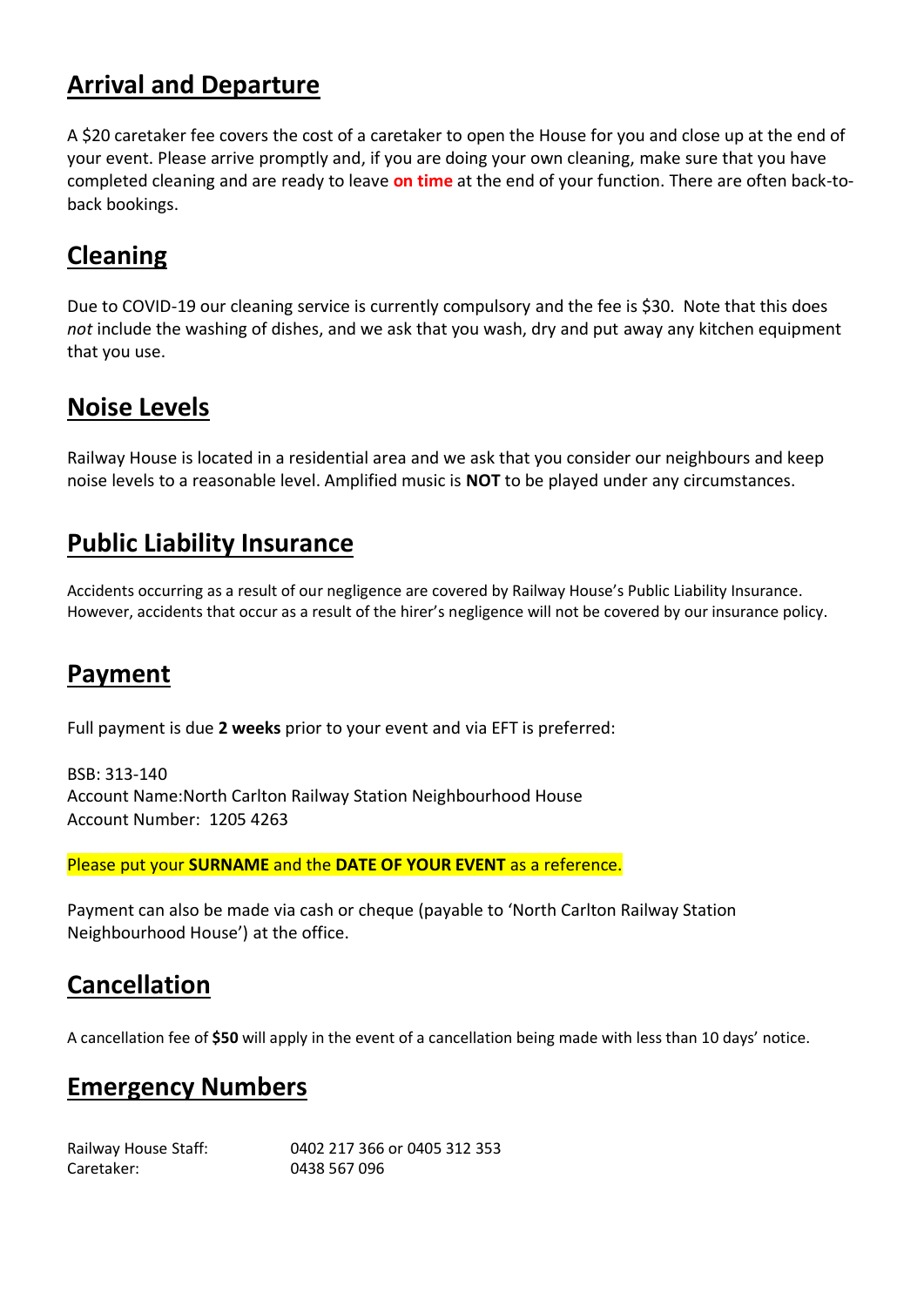## Arrival and Departure

A $20 caretaker fee covers the cost of a caretaker to open the House for you and close up at the end of your event. Please arrive promptly and, if you are doing your own cleaning, make sure that you have completed cleaning and are ready to leave **on time** at the end of your function. There are often back-to-back bookings.

## Cleaning

Due to COVID-19 our cleaning service is currently compulsory and the fee is $30. Note that this does *not* include the washing of dishes, and we ask that you wash, dry and put away any kitchen equipment that you use.

## Noise Levels

Railway House is located in a residential area and we ask that you consider our neighbours and keep noise levels to a reasonable level. Amplified music is **NOT** to be played under any circumstances.

## Public Liability Insurance

Accidents occurring as a result of our negligence are covered by Railway House's Public Liability Insurance. However, accidents that occur as a result of the hirer's negligence will not be covered by our insurance policy.

## Payment

Full payment is due **2 weeks** prior to your event and via EFT is preferred:

BSB: 313-140
Account Name:North Carlton Railway Station Neighbourhood House
Account Number: 1205 4263

Please put your **SURNAME** and the **DATE OF YOUR EVENT** as a reference.

Payment can also be made via cash or cheque (payable to 'North Carlton Railway Station Neighbourhood House') at the office.

## Cancellation

A cancellation fee of **$50** will apply in the event of a cancellation being made with less than 10 days' notice.

## Emergency Numbers

| | |
|---|---|
| Railway House Staff: | 0402 217 366 or 0405 312 353 |
| Caretaker: | 0438 567 096 |